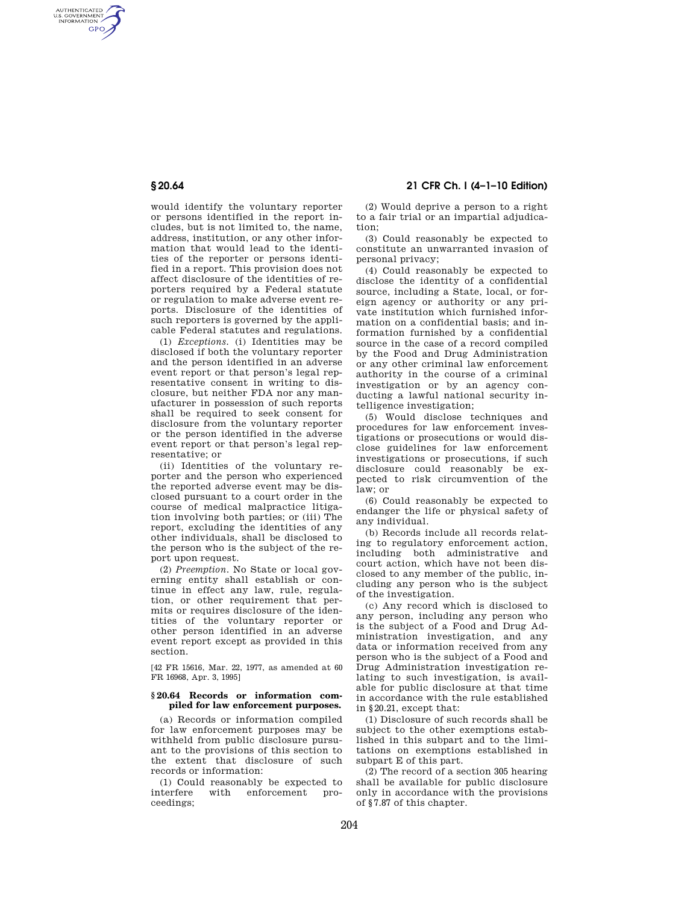would identify the voluntary reporter or persons identified in the report includes, but is not limited to, the name, address, institution, or any other information that would lead to the identities of the reporter or persons identified in a report. This provision does not affect disclosure of the identities of reporters required by a Federal statute or regulation to make adverse event reports. Disclosure of the identities of such reporters is governed by the applicable Federal statutes and regulations.

(1) *Exceptions.* (i) Identities may be disclosed if both the voluntary reporter and the person identified in an adverse event report or that person's legal representative consent in writing to disclosure, but neither FDA nor any manufacturer in possession of such reports shall be required to seek consent for disclosure from the voluntary reporter or the person identified in the adverse event report or that person's legal representative; or

(ii) Identities of the voluntary reporter and the person who experienced the reported adverse event may be disclosed pursuant to a court order in the course of medical malpractice litigation involving both parties; or (iii) The report, excluding the identities of any other individuals, shall be disclosed to the person who is the subject of the report upon request.

(2) *Preemption.* No State or local governing entity shall establish or continue in effect any law, rule, regulation, or other requirement that permits or requires disclosure of the identities of the voluntary reporter or other person identified in an adverse event report except as provided in this section.

[42 FR 15616, Mar. 22, 1977, as amended at 60 FR 16968, Apr. 3, 1995]

### § 20.64 Records or information compiled for law enforcement purposes.

(a) Records or information compiled for law enforcement purposes may be withheld from public disclosure pursuant to the provisions of this section to the extent that disclosure of such records or information:

(1) Could reasonably be expected to interfere with enforcement proceedings;

(2) Would deprive a person to a right to a fair trial or an impartial adjudication;

(3) Could reasonably be expected to constitute an unwarranted invasion of personal privacy;

(4) Could reasonably be expected to disclose the identity of a confidential source, including a State, local, or foreign agency or authority or any private institution which furnished information on a confidential basis; and information furnished by a confidential source in the case of a record compiled by the Food and Drug Administration or any other criminal law enforcement authority in the course of a criminal investigation or by an agency conducting a lawful national security intelligence investigation;

(5) Would disclose techniques and procedures for law enforcement investigations or prosecutions or would disclose guidelines for law enforcement investigations or prosecutions, if such disclosure could reasonably be expected to risk circumvention of the law; or

(6) Could reasonably be expected to endanger the life or physical safety of any individual.

(b) Records include all records relating to regulatory enforcement action, including both administrative and court action, which have not been disclosed to any member of the public, including any person who is the subject of the investigation.

(c) Any record which is disclosed to any person, including any person who is the subject of a Food and Drug Administration investigation, and any data or information received from any person who is the subject of a Food and Drug Administration investigation relating to such investigation, is available for public disclosure at that time in accordance with the rule established in §20.21, except that:

(1) Disclosure of such records shall be subject to the other exemptions established in this subpart and to the limitations on exemptions established in subpart E of this part.

(2) The record of a section 305 hearing shall be available for public disclosure only in accordance with the provisions of §7.87 of this chapter.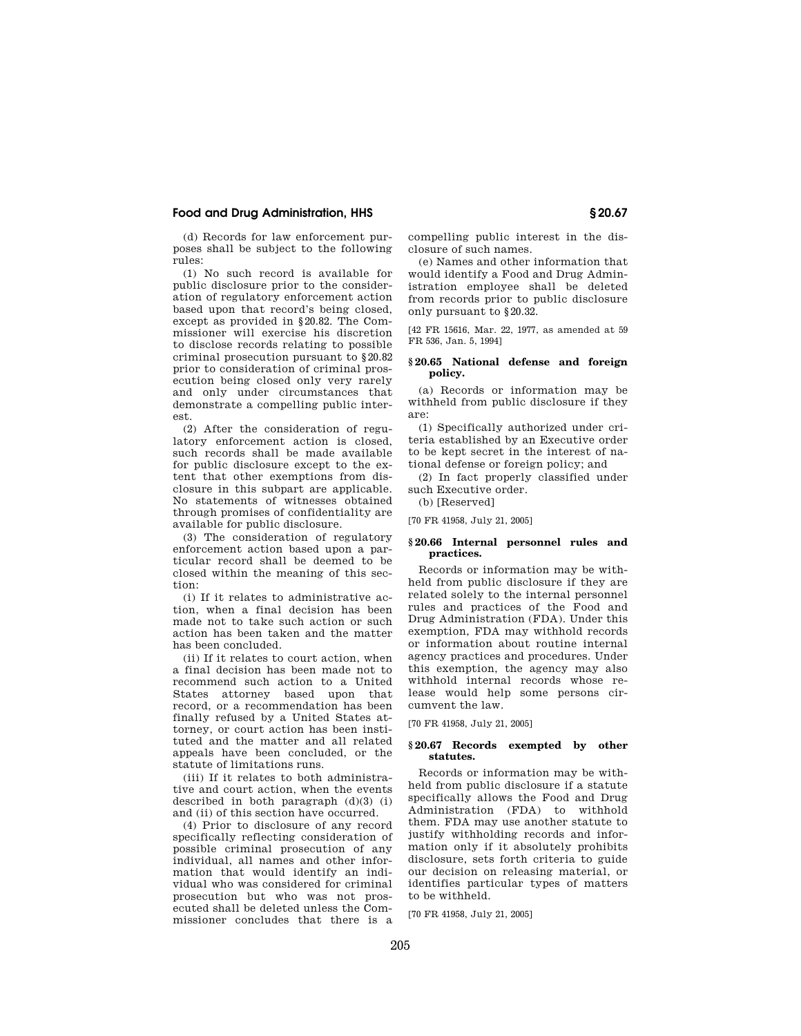(d) Records for law enforcement purposes shall be subject to the following rules:

(1) No such record is available for public disclosure prior to the consideration of regulatory enforcement action based upon that record's being closed, except as provided in §20.82. The Commissioner will exercise his discretion to disclose records relating to possible criminal prosecution pursuant to §20.82 prior to consideration of criminal prosecution being closed only very rarely and only under circumstances that demonstrate a compelling public interest.

(2) After the consideration of regulatory enforcement action is closed, such records shall be made available for public disclosure except to the extent that other exemptions from disclosure in this subpart are applicable. No statements of witnesses obtained through promises of confidentiality are available for public disclosure.

(3) The consideration of regulatory enforcement action based upon a particular record shall be deemed to be closed within the meaning of this section:

(i) If it relates to administrative action, when a final decision has been made not to take such action or such action has been taken and the matter has been concluded.

(ii) If it relates to court action, when a final decision has been made not to recommend such action to a United States attorney based upon that record, or a recommendation has been finally refused by a United States attorney, or court action has been instituted and the matter and all related appeals have been concluded, or the statute of limitations runs.

(iii) If it relates to both administrative and court action, when the events described in both paragraph (d)(3) (i) and (ii) of this section have occurred.

(4) Prior to disclosure of any record specifically reflecting consideration of possible criminal prosecution of any individual, all names and other information that would identify an individual who was considered for criminal prosecution but who was not prosecuted shall be deleted unless the Commissioner concludes that there is a compelling public interest in the disclosure of such names.

(e) Names and other information that would identify a Food and Drug Administration employee shall be deleted from records prior to public disclosure only pursuant to §20.32.

[42 FR 15616, Mar. 22, 1977, as amended at 59 FR 536, Jan. 5, 1994]

## §20.65 National defense and foreign policy.

(a) Records or information may be withheld from public disclosure if they are:

(1) Specifically authorized under criteria established by an Executive order to be kept secret in the interest of national defense or foreign policy; and

(2) In fact properly classified under such Executive order.

(b) [Reserved]

[70 FR 41958, July 21, 2005]

## §20.66 Internal personnel rules and practices.

Records or information may be withheld from public disclosure if they are related solely to the internal personnel rules and practices of the Food and Drug Administration (FDA). Under this exemption, FDA may withhold records or information about routine internal agency practices and procedures. Under this exemption, the agency may also withhold internal records whose release would help some persons circumvent the law.

[70 FR 41958, July 21, 2005]

## §20.67 Records exempted by other statutes.

Records or information may be withheld from public disclosure if a statute specifically allows the Food and Drug Administration (FDA) to withhold them. FDA may use another statute to justify withholding records and information only if it absolutely prohibits disclosure, sets forth criteria to guide our decision on releasing material, or identifies particular types of matters to be withheld.

[70 FR 41958, July 21, 2005]